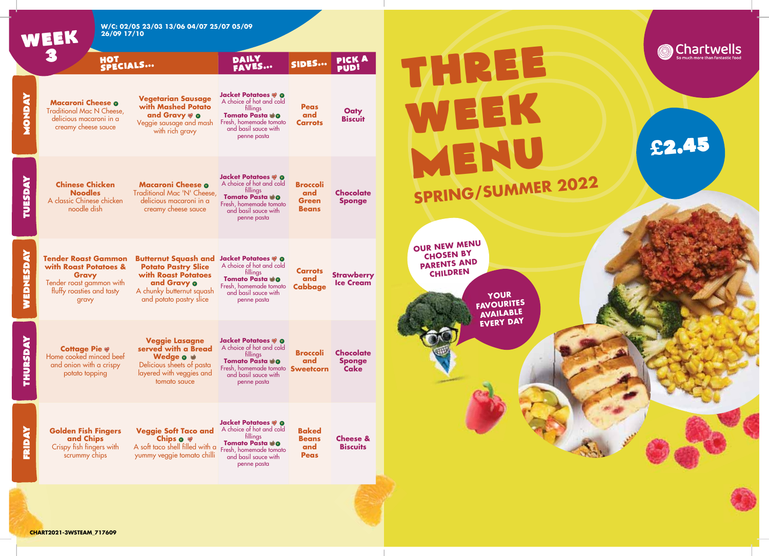# WEEK 3

W/C: 02/05 23/03 13/06 04/07 25/07 05/09 26/09 17/10

| | HOT SPECIALS... | | DAILY FAVES... | SIDES... | PICK A PUD! |
|---|---|---|---|---|---|
| MONDAY | **Macaroni Cheese** Traditional Mac N Cheese, delicious macaroni in a creamy cheese sauce | **Vegetarian Sausage with Mashed Potato and Gravy** Veggie sausage and mash with rich gravy | **Jacket Potatoes** A choice of hot and cold fillings **Tomato Pasta** Fresh, homemade tomato and basil sauce with penne pasta | **Peas and Carrots** | **Oaty Biscuit** |
| TUESDAY | **Chinese Chicken Noodles** A classic Chinese chicken noodle dish | **Macaroni Cheese** Traditional Mac 'N' Cheese, delicious macaroni in a creamy cheese sauce | **Jacket Potatoes** A choice of hot and cold fillings **Tomato Pasta** Fresh, homemade tomato and basil sauce with penne pasta | **Broccoli and Green Beans** | **Chocolate Sponge** |
| WEDNESDAY | **Tender Roast Gammon with Roast Potatoes & Gravy** Tender roast gammon with fluffy roasties and tasty gravy | **Butternut Squash and Potato Pastry Slice with Roast Potatoes and Gravy** A chunky butternut squash and potato pastry slice | **Jacket Potatoes** A choice of hot and cold fillings **Tomato Pasta** Fresh, homemade tomato and basil sauce with penne pasta | **Carrots and Cabbage** | **Strawberry Ice Cream** |
| THURSDAY | **Cottage Pie** Home cooked minced beef and onion with a crispy potato topping | **Veggie Lasagne served with a Bread Wedge** Delicious sheets of pasta layered with veggies and tomato sauce | **Jacket Potatoes** A choice of hot and cold fillings **Tomato Pasta** Fresh, homemade tomato and basil sauce with penne pasta | **Broccoli and Sweetcorn** | **Chocolate Sponge Cake** |
| FRIDAY | **Golden Fish Fingers and Chips** Crispy fish fingers with scrummy chips | **Veggie Soft Taco and Chips** A soft taco shell filled with a yummy veggie tomato chilli | **Jacket Potatoes** A choice of hot and cold fillings **Tomato Pasta** Fresh, homemade tomato and basil sauce with penne pasta | **Baked Beans and Peas** | **Cheese & Biscuits** |

CHART2021-3WSTEAM_717609

Chartwells
So much more than fantastic food

# THREE WEEK MENU

## SPRING/SUMMER 2022

£2.45

OUR NEW MENU CHOSEN BY PARENTS AND CHILDREN

YOUR FAVOURITES AVAILABLE EVERY DAY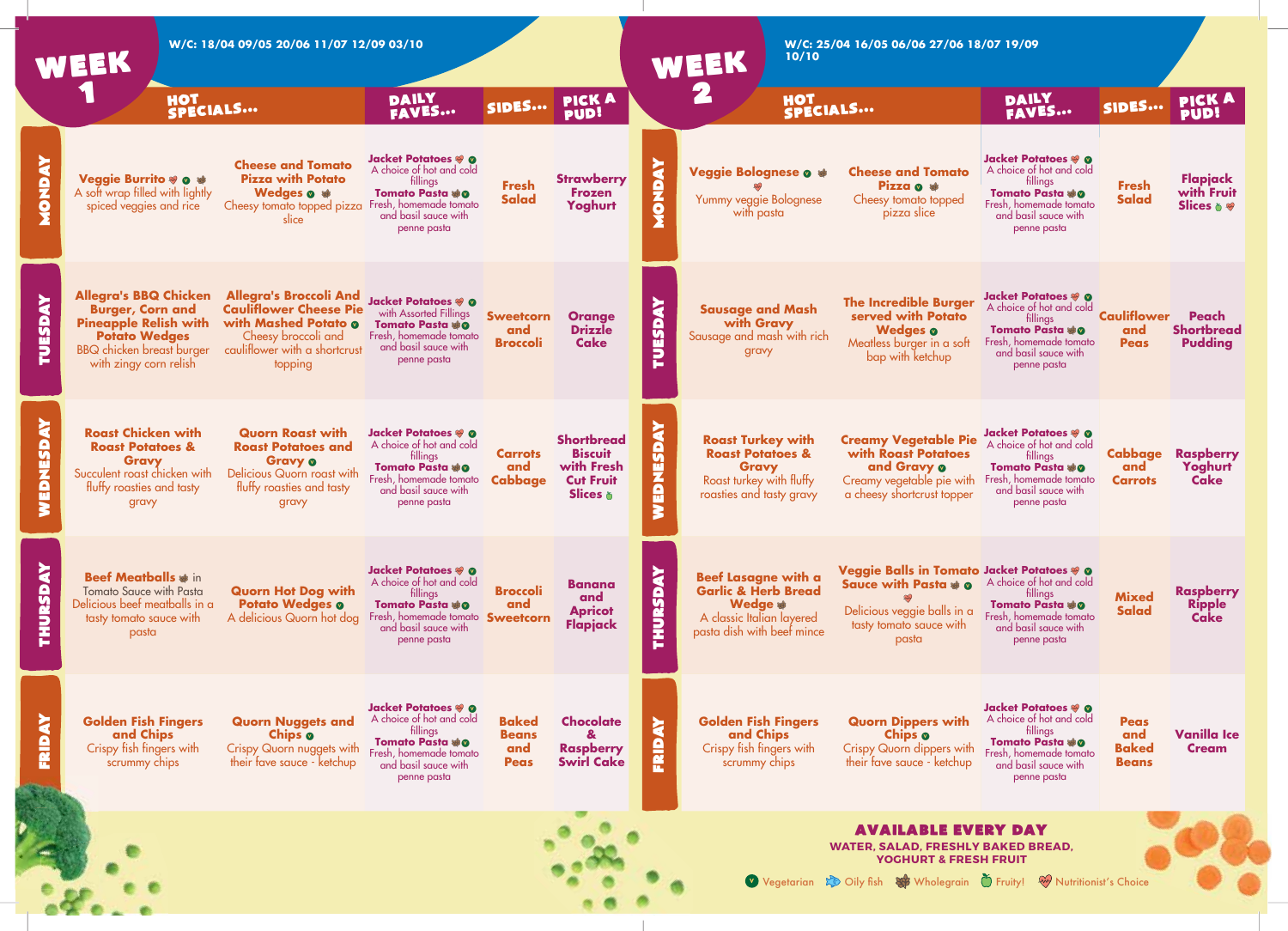# WEEK 1

W/C: 18/04 09/05 20/06 11/07 12/09 03/10

| | HOT SPECIALS... | | DAILY FAVES... | SIDES... | PICK A PUD! |
| --- | --- | --- | --- | --- | --- |
| MONDAY | **Veggie Burrito** A soft wrap filled with lightly spiced veggies and rice | **Cheese and Tomato Pizza with Potato Wedges** Cheesy tomato topped pizza slice | **Jacket Potatoes** A choice of hot and cold fillings **Tomato Pasta** Fresh, homemade tomato and basil sauce with penne pasta | **Fresh Salad** | **Strawberry Frozen Yoghurt** |
| TUESDAY | **Allegra's BBQ Chicken Burger, Corn and Pineapple Relish with Potato Wedges** BBQ chicken breast burger with zingy corn relish | **Allegra's Brocolli And Cauliflower Cheese Pie with Mashed Potato** Cheesy broccoli and cauliflower with a shortcrust topping | **Jacket Potatoes** with Assorted Fillings **Tomato Pasta** Fresh, homemade tomato and basil sauce with penne pasta | **Sweetcorn and Broccoli** | **Orange Drizzle Cake** |
| WEDNESDAY | **Roast Chicken with Roast Potatoes & Gravy** Succulent roast chicken with fluffy roasties and tasty gravy | **Quorn Roast with Roast Potatoes and Gravy** Delicious Quorn roast with fluffy roasties and tasty gravy | **Jacket Potatoes** A choice of hot and cold fillings **Tomato Pasta** Fresh, homemade tomato and basil sauce with penne pasta | **Carrots and Cabbage** | **Shortbread Biscuit with Fresh Cut Fruit Slices** |
| THURSDAY | **Beef Meatballs** in Tomato Sauce with Pasta Delicious beef meatballs in a tasty tomato sauce with pasta | **Quorn Hot Dog with Potato Wedges** A delicious Quorn hot dog | **Jacket Potatoes** A choice of hot and cold fillings **Tomato Pasta** Fresh, homemade tomato and basil sauce with penne pasta | **Broccoli and Sweetcorn** | **Banana and Apricot Flapjack** |
| FRIDAY | **Golden Fish Fingers and Chips** Crispy fish fingers with scrummy chips | **Quorn Nuggets and Chips** Crispy Quorn nuggets with their fave sauce - ketchup | **Jacket Potatoes** A choice of hot and cold fillings **Tomato Pasta** Fresh, homemade tomato and basil sauce with penne pasta | **Baked Beans and Peas** | **Chocolate & Raspberry Swirl Cake** |

# WEEK 2

W/C: 25/04 16/05 06/06 27/06 18/07 19/09 10/10

| | HOT SPECIALS... | | DAILY FAVES... | SIDES... | PICK A PUD! |
| --- | --- | --- | --- | --- | --- |
| MONDAY | **Veggie Bolognese** Yummy veggie Bolognese with pasta | **Cheese and Tomato Pizza** Cheesy tomato topped pizza slice | **Jacket Potatoes** A choice of hot and cold fillings **Tomato Pasta** Fresh, homemade tomato and basil sauce with penne pasta | **Fresh Salad** | **Flapjack with Fruit Slices** |
| TUESDAY | **Sausage and Mash with Gravy** Sausage and mash with rich gravy | **The Incredible Burger served with Potato Wedges** Meatless burger in a soft bap with ketchup | **Jacket Potatoes** A choice of hot and cold fillings **Tomato Pasta** Fresh, homemade tomato and basil sauce with penne pasta | **Cauliflower and Peas** | **Peach Shortbread Pudding** |
| WEDNESDAY | **Roast Turkey with Roast Potatoes & Gravy** Roast turkey with fluffy roasties and tasty gravy | **Creamy Vegetable Pie with Roast Potatoes and Gravy** Creamy vegetable pie with a cheesy shortcrust topper | **Jacket Potatoes** A choice of hot and cold fillings **Tomato Pasta** Fresh, homemade tomato and basil sauce with penne pasta | **Cabbage and Carrots** | **Raspberry Yoghurt Cake** |
| THURSDAY | **Beef Lasagne with a Garlic & Herb Bread Wedge** A classic Italian layered pasta dish with beef mince | **Veggie Balls in Tomato Sauce with Pasta** Delicious veggie balls in a tasty tomato sauce with pasta | **Jacket Potatoes** A choice of hot and cold fillings **Tomato Pasta** Fresh, homemade tomato and basil sauce with penne pasta | **Mixed Salad** | **Raspberry Ripple Cake** |
| FRIDAY | **Golden Fish Fingers and Chips** Crispy fish fingers with scrummy chips | **Quorn Dippers with Chips** Crispy Quorn dippers with their fave sauce - ketchup | **Jacket Potatoes** A choice of hot and cold fillings **Tomato Pasta** Fresh, homemade tomato and basil sauce with penne pasta | **Peas and Baked Beans** | **Vanilla Ice Cream** |

## AVAILABLE EVERY DAY

**WATER, SALAD, FRESHLY BAKED BREAD, YOGHURT & FRESH FRUIT**

Vegetarian | Oily fish | Wholegrain | Fruity! | Nutritionist's Choice